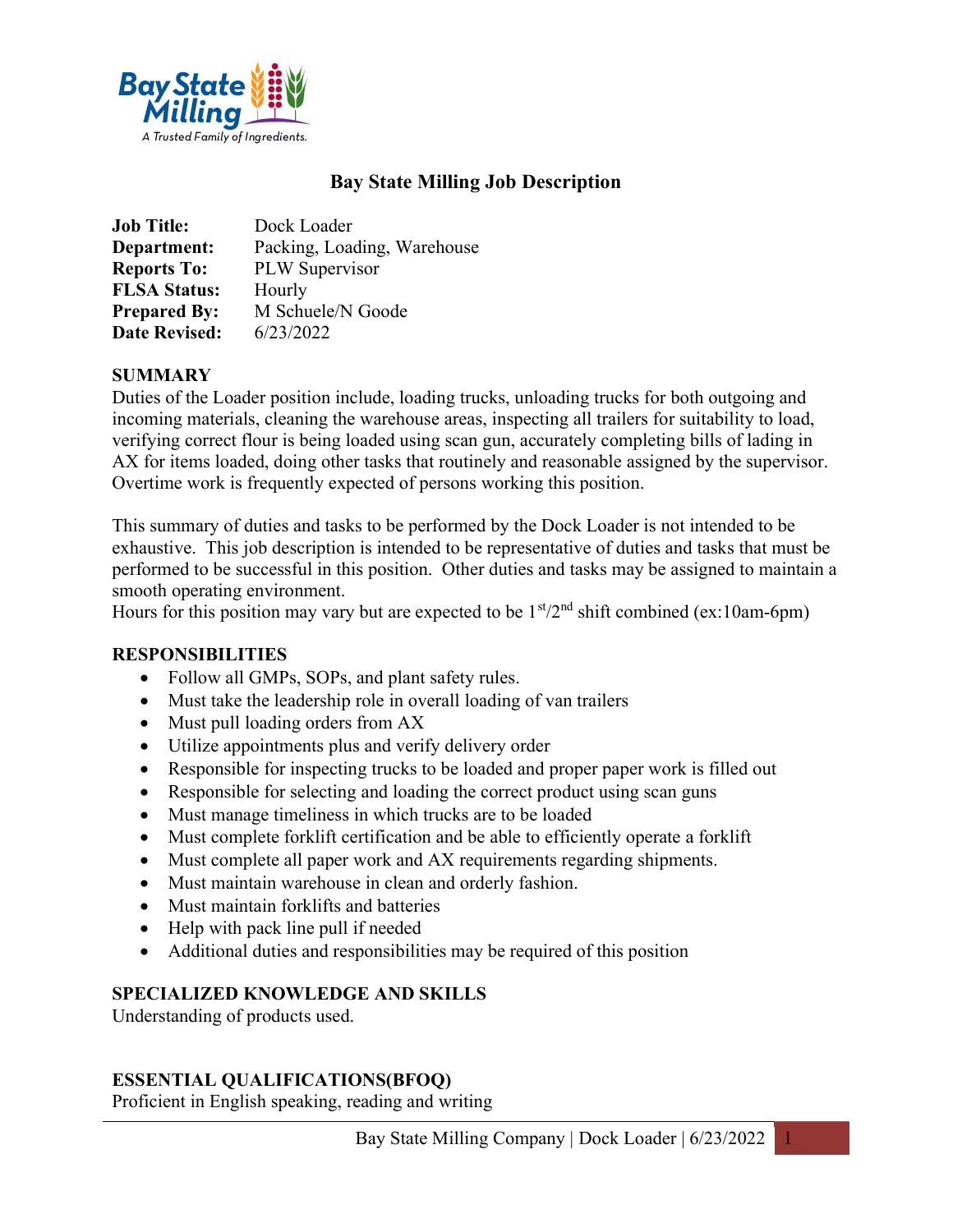# Bay State Milling Job Description

**Job Title:** Dock Loader
**Department:** Packing, Loading, Warehouse
**Reports To:** PLW Supervisor
**FLSA Status:** Hourly
**Prepared By:** M Schuele/N Goode
**Date Revised:** 6/23/2022

## SUMMARY

Duties of the Loader position include, loading trucks, unloading trucks for both outgoing and incoming materials, cleaning the warehouse areas, inspecting all trailers for suitability to load, verifying correct flour is being loaded using scan gun, accurately completing bills of lading in AX for items loaded, doing other tasks that routinely and reasonable assigned by the supervisor. Overtime work is frequently expected of persons working this position.

This summary of duties and tasks to be performed by the Dock Loader is not intended to be exhaustive. This job description is intended to be representative of duties and tasks that must be performed to be successful in this position. Other duties and tasks may be assigned to maintain a smooth operating environment.
Hours for this position may vary but are expected to be 1st/2nd shift combined (ex:10am-6pm)

## RESPONSIBILITIES

- Follow all GMPs, SOPs, and plant safety rules.
- Must take the leadership role in overall loading of van trailers
- Must pull loading orders from AX
- Utilize appointments plus and verify delivery order
- Responsible for inspecting trucks to be loaded and proper paper work is filled out
- Responsible for selecting and loading the correct product using scan guns
- Must manage timeliness in which trucks are to be loaded
- Must complete forklift certification and be able to efficiently operate a forklift
- Must complete all paper work and AX requirements regarding shipments.
- Must maintain warehouse in clean and orderly fashion.
- Must maintain forklifts and batteries
- Help with pack line pull if needed
- Additional duties and responsibilities may be required of this position

## SPECIALIZED KNOWLEDGE AND SKILLS

Understanding of products used.

## ESSENTIAL QUALIFICATIONS(BFOQ)

Proficient in English speaking, reading and writing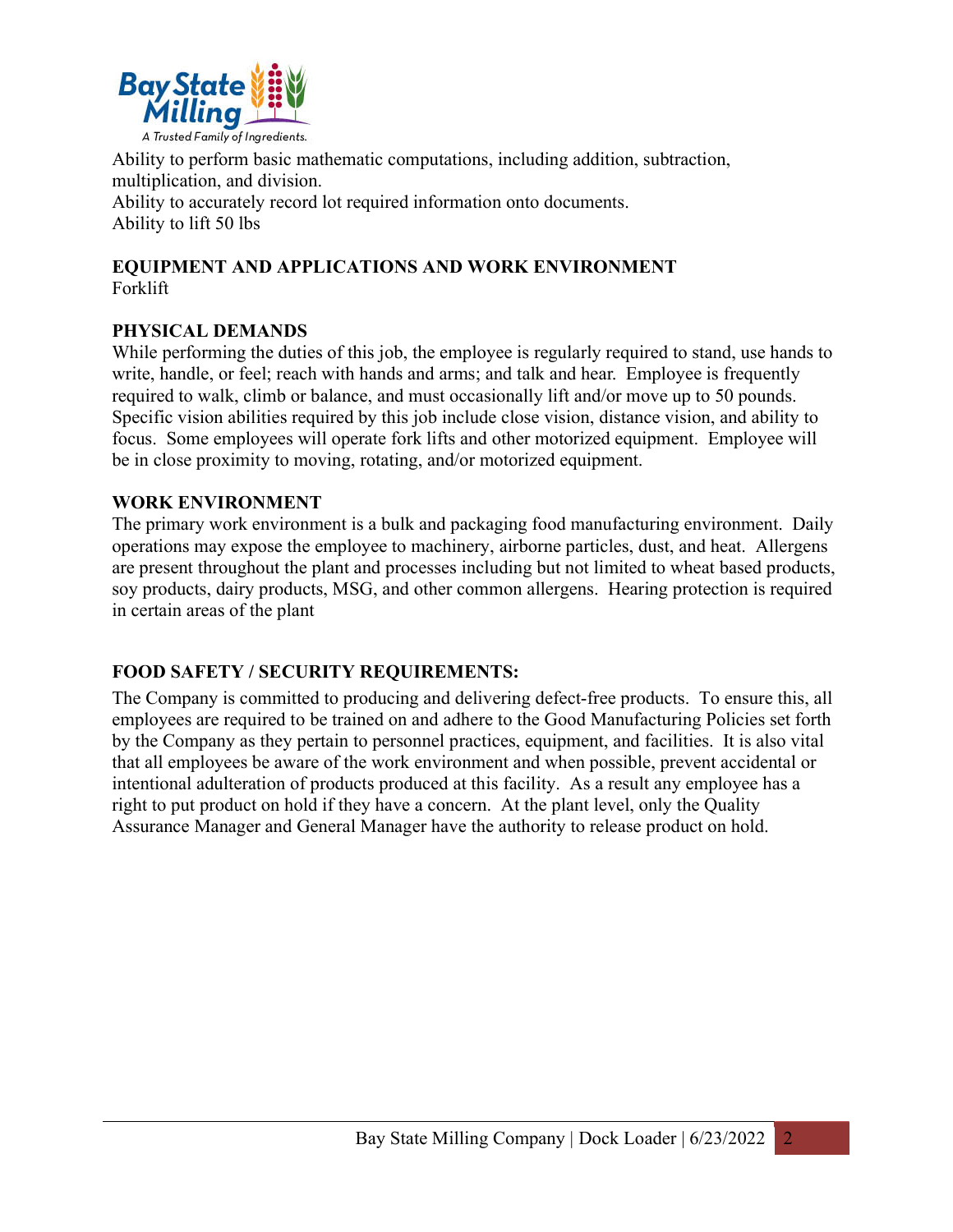Ability to perform basic mathematic computations, including addition, subtraction, multiplication, and division.
Ability to accurately record lot required information onto documents.
Ability to lift 50 lbs

**EQUIPMENT AND APPLICATIONS AND WORK ENVIRONMENT**
Forklift

**PHYSICAL DEMANDS**
While performing the duties of this job, the employee is regularly required to stand, use hands to write, handle, or feel; reach with hands and arms; and talk and hear. Employee is frequently required to walk, climb or balance, and must occasionally lift and/or move up to 50 pounds. Specific vision abilities required by this job include close vision, distance vision, and ability to focus. Some employees will operate fork lifts and other motorized equipment. Employee will be in close proximity to moving, rotating, and/or motorized equipment.

**WORK ENVIRONMENT**
The primary work environment is a bulk and packaging food manufacturing environment. Daily operations may expose the employee to machinery, airborne particles, dust, and heat. Allergens are present throughout the plant and processes including but not limited to wheat based products, soy products, dairy products, MSG, and other common allergens. Hearing protection is required in certain areas of the plant

**FOOD SAFETY / SECURITY REQUIREMENTS:**

The Company is committed to producing and delivering defect-free products. To ensure this, all employees are required to be trained on and adhere to the Good Manufacturing Policies set forth by the Company as they pertain to personnel practices, equipment, and facilities. It is also vital that all employees be aware of the work environment and when possible, prevent accidental or intentional adulteration of products produced at this facility. As a result any employee has a right to put product on hold if they have a concern. At the plant level, only the Quality Assurance Manager and General Manager have the authority to release product on hold.